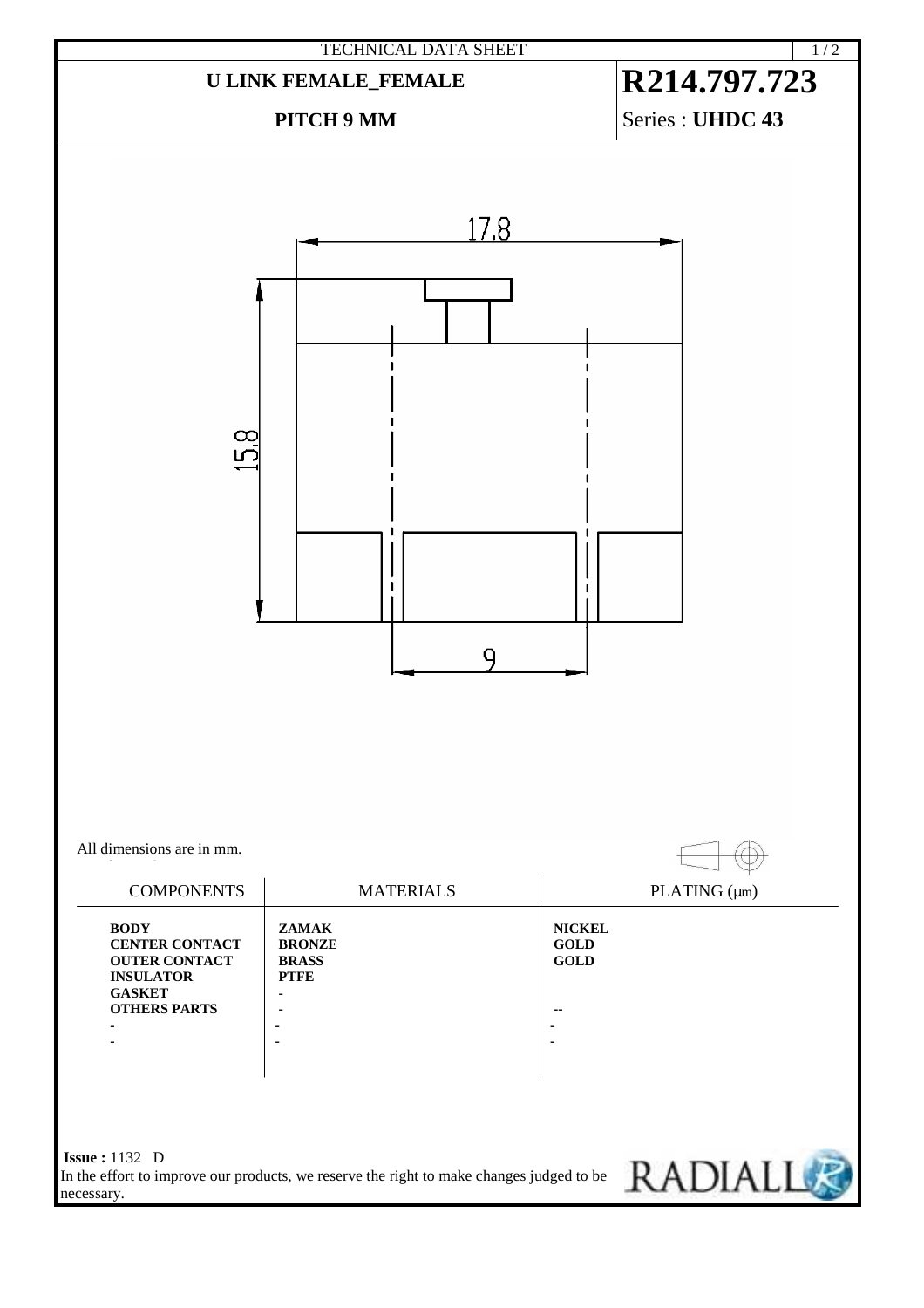TECHNICAL DATA SHEET

# U LINK FEMALE_FEMALE

# R214.797.723

## PITCH 9 MM

Series : **UHDC 43**

17.8

15.8

9

All dimensions are in mm.

| COMPONENTS | MATERIALS | PLATING (µm) |
|---|---|---|
| **BODY** | **ZAMAK** | **NICKEL** |
| **CENTER CONTACT** | **BRONZE** | **GOLD** |
| **OUTER CONTACT** | **BRASS** | **GOLD** |
| **INSULATOR** | **PTFE** | |
| **GASKET** | - | |
| **OTHERS PARTS** | - | -- |
| - | - | - |
| - | - | - |

**Issue :** 1132 D

In the effort to improve our products, we reserve the right to make changes judged to be necessary.

RADIALL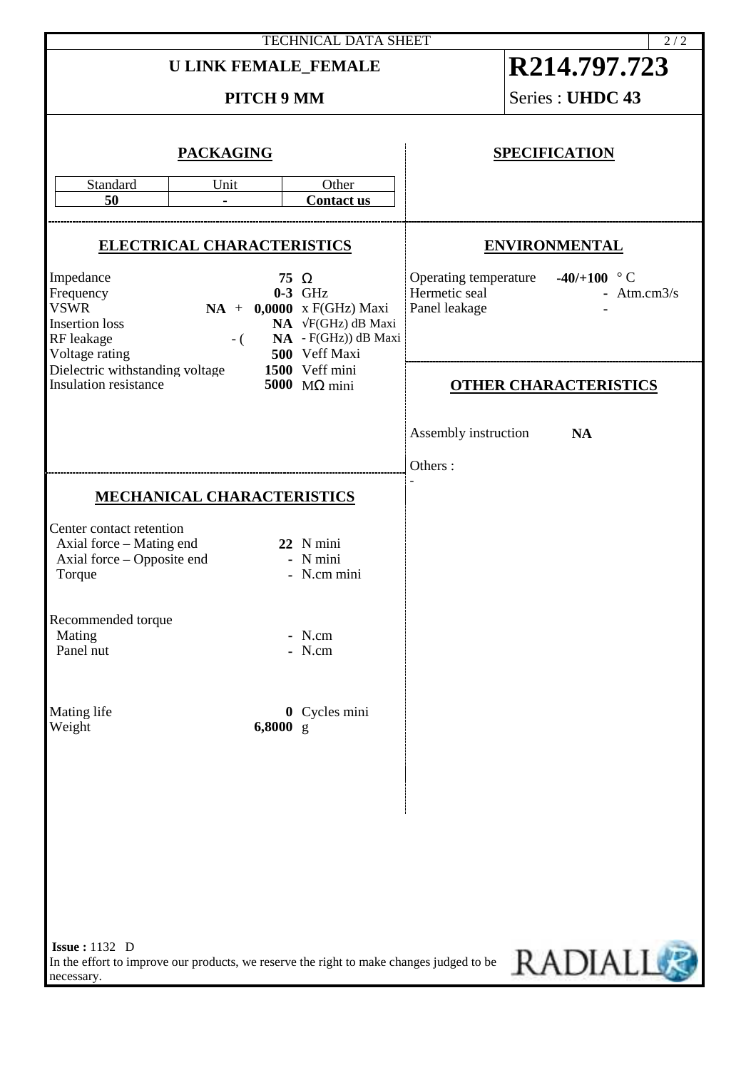TECHNICAL DATA SHEET

# U LINK FEMALE_FEMALE

## PITCH 9 MM

# R214.797.723

Series : **UHDC 43**

## PACKAGING

| Standard | Unit | Other |
|---|---|---|
| **50** | **-** | **Contact us** |

## SPECIFICATION

## ELECTRICAL CHARACTERISTICS

| | | |
|---|---|---|
| Impedance | **75** | Ω |
| Frequency | **0-3** | GHz |
| VSWR | **NA** + **0,0000** | x F(GHz) Maxi |
| Insertion loss | **NA** | √F(GHz) dB Maxi |
| RF leakage | - ( **NA** | - F(GHz)) dB Maxi |
| Voltage rating | **500** | Veff Maxi |
| Dielectric withstanding voltage | **1500** | Veff mini |
| Insulation resistance | **5000** | MΩ mini |

## ENVIRONMENTAL

| | | |
|---|---|---|
| Operating temperature | **-40/+100** | ° C |
| Hermetic seal | **-** | Atm.cm3/s |
| Panel leakage | **-** | |

## OTHER CHARACTERISTICS

Assembly instruction **NA**

Others :

-

## MECHANICAL CHARACTERISTICS

Center contact retention

| | | |
|---|---|---|
| Axial force – Mating end | **22** | N mini |
| Axial force – Opposite end | **-** | N mini |
| Torque | **-** | N.cm mini |

Recommended torque

| | | |
|---|---|---|
| Mating | **-** | N.cm |
| Panel nut | **-** | N.cm |

| | | |
|---|---|---|
| Mating life | **0** | Cycles mini |
| Weight | **6,8000** | g |

**Issue :** 1132 D

In the effort to improve our products, we reserve the right to make changes judged to be necessary.

RADIALL